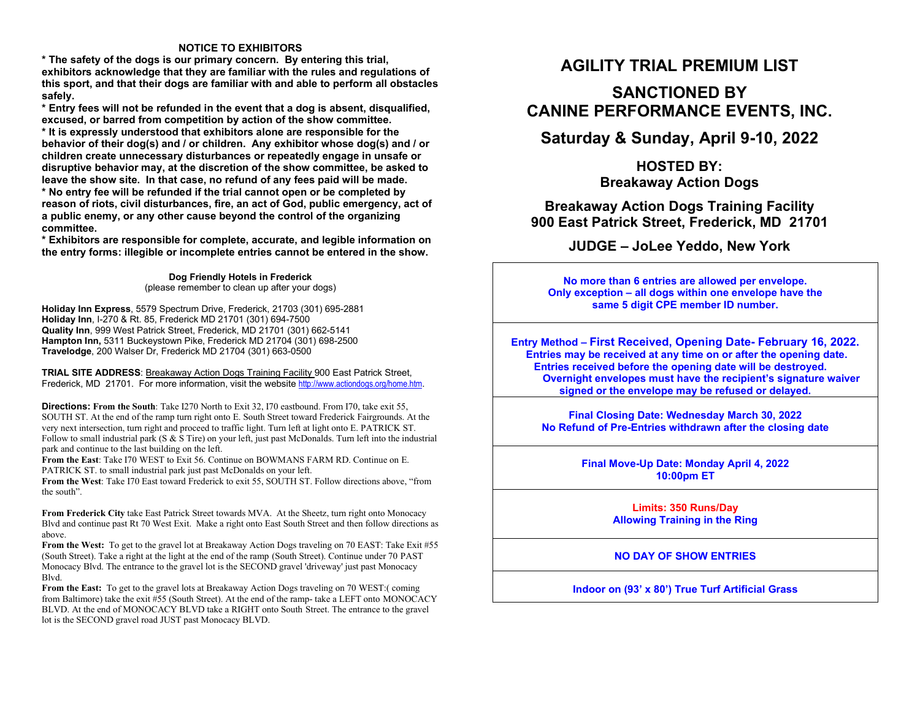## NOTICE TO EXHIBITORS

**\* The safety of the dogs is our primary concern. By entering this trial, exhibitors acknowledge that they are familiar with the rules and regulations of this sport, and that their dogs are familiar with and able to perform all obstacles safely.**

**\* Entry fees will not be refunded in the event that a dog is absent, disqualified, excused, or barred from competition by action of the show committee.**

**\* It is expressly understood that exhibitors alone are responsible for the behavior of their dog(s) and / or children. Any exhibitor whose dog(s) and / or children create unnecessary disturbances or repeatedly engage in unsafe or disruptive behavior may, at the discretion of the show committee, be asked to leave the show site. In that case, no refund of any fees paid will be made.**

**\* No entry fee will be refunded if the trial cannot open or be completed by reason of riots, civil disturbances, fire, an act of God, public emergency, act of a public enemy, or any other cause beyond the control of the organizing committee.**

**\* Exhibitors are responsible for complete, accurate, and legible information on the entry forms: illegible or incomplete entries cannot be entered in the show.**

**Dog Friendly Hotels in Frederick**
(please remember to clean up after your dogs)

**Holiday Inn Express**, 5579 Spectrum Drive, Frederick, 21703 (301) 695-2881
**Holiday Inn**, I-270 & Rt. 85, Frederick MD 21701 (301) 694-7500
**Quality Inn**, 999 West Patrick Street, Frederick, MD 21701 (301) 662-5141
**Hampton Inn,** 5311 Buckeystown Pike, Frederick MD 21704 (301) 698-2500
**Travelodge**, 200 Walser Dr, Frederick MD 21704 (301) 663-0500

**TRIAL SITE ADDRESS**: Breakaway Action Dogs Training Facility 900 East Patrick Street, Frederick, MD 21701. For more information, visit the website http://www.actiondogs.org/home.htm.

**Directions: From the South**: Take I270 North to Exit 32, I70 eastbound. From I70, take exit 55, SOUTH ST. At the end of the ramp turn right onto E. South Street toward Frederick Fairgrounds. At the very next intersection, turn right and proceed to traffic light. Turn left at light onto E. PATRICK ST. Follow to small industrial park (S & S Tire) on your left, just past McDonalds. Turn left into the industrial park and continue to the last building on the left.

**From the East**: Take I70 WEST to Exit 56. Continue on BOWMANS FARM RD. Continue on E. PATRICK ST. to small industrial park just past McDonalds on your left.

**From the West**: Take I70 East toward Frederick to exit 55, SOUTH ST. Follow directions above, "from the south".

**From Frederick City** take East Patrick Street towards MVA. At the Sheetz, turn right onto Monocacy Blvd and continue past Rt 70 West Exit. Make a right onto East South Street and then follow directions as above.

**From the West:** To get to the gravel lot at Breakaway Action Dogs traveling on 70 EAST: Take Exit #55 (South Street). Take a right at the light at the end of the ramp (South Street). Continue under 70 PAST Monocacy Blvd. The entrance to the gravel lot is the SECOND gravel 'driveway' just past Monocacy Blvd.

**From the East:** To get to the gravel lots at Breakaway Action Dogs traveling on 70 WEST:( coming from Baltimore) take the exit #55 (South Street). At the end of the ramp- take a LEFT onto MONOCACY BLVD. At the end of MONOCACY BLVD take a RIGHT onto South Street. The entrance to the gravel lot is the SECOND gravel road JUST past Monocacy BLVD.

# AGILITY TRIAL PREMIUM LIST

## SANCTIONED BY CANINE PERFORMANCE EVENTS, INC.

## Saturday & Sunday, April 9-10, 2022

### HOSTED BY: Breakaway Action Dogs

### Breakaway Action Dogs Training Facility 900 East Patrick Street, Frederick, MD 21701

### JUDGE – JoLee Yeddo, New York

**No more than 6 entries are allowed per envelope. Only exception – all dogs within one envelope have the same 5 digit CPE member ID number.**

**Entry Method – First Received, Opening Date- February 16, 2022. Entries may be received at any time on or after the opening date. Entries received before the opening date will be destroyed. Overnight envelopes must have the recipient's signature waiver signed or the envelope may be refused or delayed.**

**Final Closing Date: Wednesday March 30, 2022**
**No Refund of Pre-Entries withdrawn after the closing date**

**Final Move-Up Date: Monday April 4, 2022 10:00pm ET**

**Limits: 350 Runs/Day**
**Allowing Training in the Ring**

**NO DAY OF SHOW ENTRIES**

**Indoor on (93' x 80') True Turf Artificial Grass**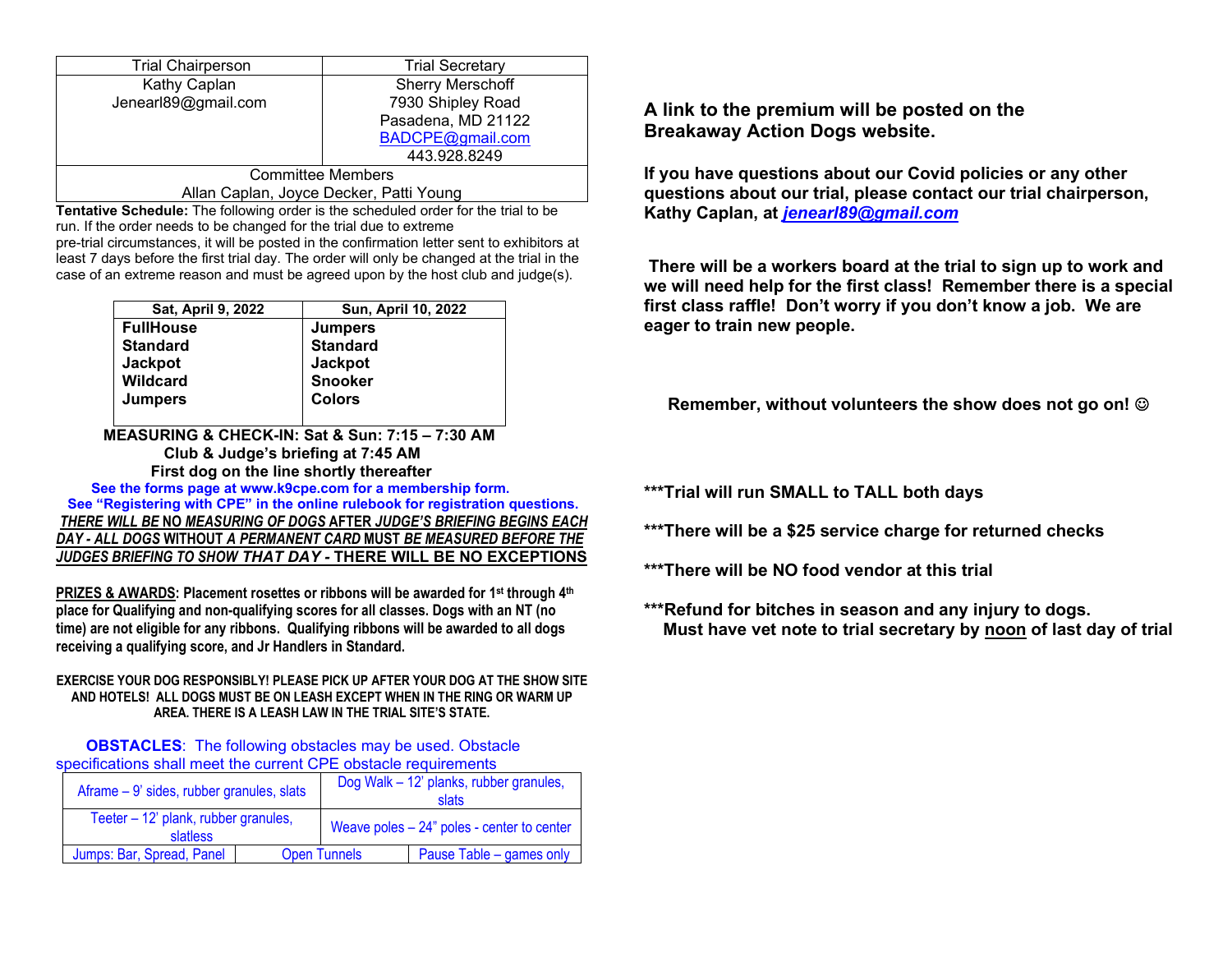| Trial Chairperson | Trial Secretary |
|---|---|
| Kathy Caplan<br>Jenearl89@gmail.com | Sherry Merschoff<br>7930 Shipley Road<br>Pasadena, MD 21122<br>BADCPE@gmail.com<br>443.928.8249 |
| Committee Members<br>Allan Caplan, Joyce Decker, Patti Young | |

**Tentative Schedule:** The following order is the scheduled order for the trial to be run. If the order needs to be changed for the trial due to extreme pre-trial circumstances, it will be posted in the confirmation letter sent to exhibitors at least 7 days before the first trial day. The order will only be changed at the trial in the case of an extreme reason and must be agreed upon by the host club and judge(s).

| Sat, April 9, 2022 | Sun, April 10, 2022 |
|---|---|
| **FullHouse** | **Jumpers** |
| **Standard** | **Standard** |
| **Jackpot** | **Jackpot** |
| **Wildcard** | **Snooker** |
| **Jumpers** | **Colors** |

**MEASURING & CHECK-IN: Sat & Sun: 7:15 – 7:30 AM**
**Club & Judge's briefing at 7:45 AM**
**First dog on the line shortly thereafter**

**See the forms page at www.k9cpe.com for a membership form.**
**See "Registering with CPE" in the online rulebook for registration questions.**

***THERE WILL BE* NO *MEASURING OF DOGS* AFTER *JUDGE'S BRIEFING BEGINS EACH DAY - ALL DOGS* WITHOUT *A PERMANENT CARD* MUST *BE MEASURED BEFORE THE JUDGES BRIEFING TO SHOW THAT DAY* - THERE WILL BE NO EXCEPTIONS**

**PRIZES & AWARDS: Placement rosettes or ribbons will be awarded for 1st through 4th place for Qualifying and non-qualifying scores for all classes. Dogs with an NT (no time) are not eligible for any ribbons. Qualifying ribbons will be awarded to all dogs receiving a qualifying score, and Jr Handlers in Standard.**

**EXERCISE YOUR DOG RESPONSIBLY! PLEASE PICK UP AFTER YOUR DOG AT THE SHOW SITE AND HOTELS! ALL DOGS MUST BE ON LEASH EXCEPT WHEN IN THE RING OR WARM UP AREA. THERE IS A LEASH LAW IN THE TRIAL SITE'S STATE.**

**OBSTACLES**: The following obstacles may be used. Obstacle specifications shall meet the current CPE obstacle requirements

| Aframe – 9' sides, rubber granules, slats | | Dog Walk – 12' planks, rubber granules, slats |
|---|---|---|
| Teeter – 12' plank, rubber granules, slatless | | Weave poles – 24" poles - center to center |
| Jumps: Bar, Spread, Panel | Open Tunnels | Pause Table – games only |

**A link to the premium will be posted on the Breakaway Action Dogs website.**

**If you have questions about our Covid policies or any other questions about our trial, please contact our trial chairperson, Kathy Caplan, at *jenearl89@gmail.com***

**There will be a workers board at the trial to sign up to work and we will need help for the first class! Remember there is a special first class raffle! Don't worry if you don't know a job. We are eager to train new people.**

**Remember, without volunteers the show does not go on! ☺**

**\*\*\*Trial will run SMALL to TALL both days**

**\*\*\*There will be a $25 service charge for returned checks**

**\*\*\*There will be NO food vendor at this trial**

**\*\*\*Refund for bitches in season and any injury to dogs. Must have vet note to trial secretary by noon of last day of trial**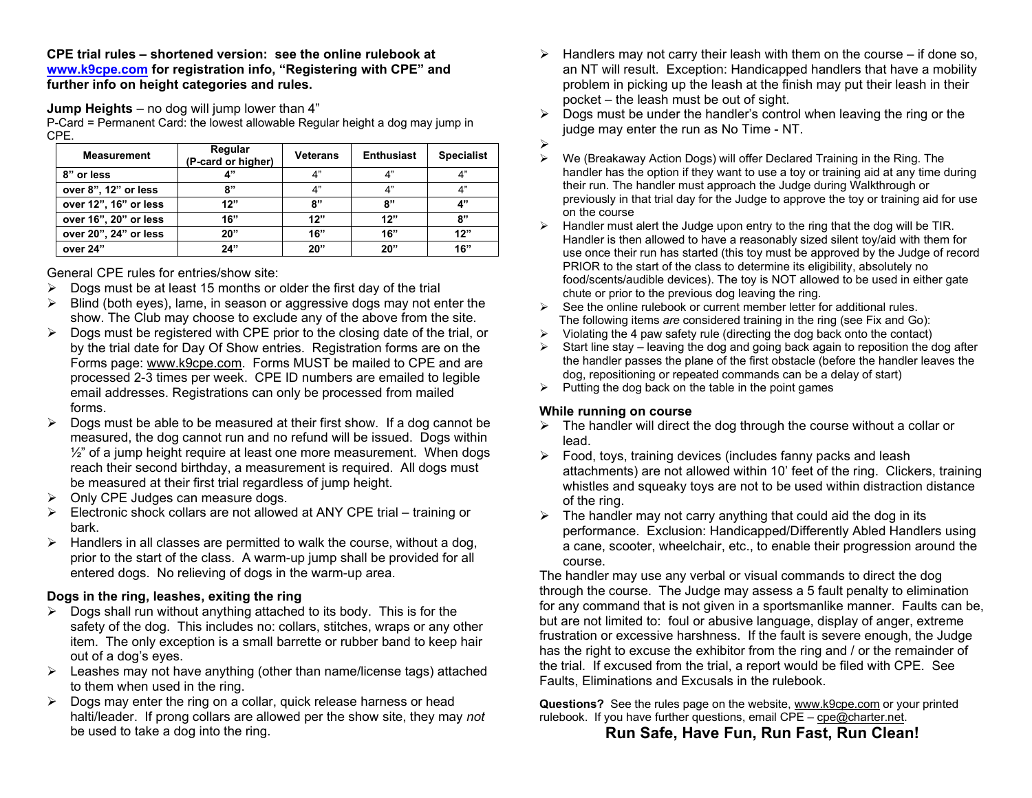**CPE trial rules – shortened version: see the online rulebook at [www.k9cpe.com](www.k9cpe.com) for registration info, "Registering with CPE" and further info on height categories and rules.**

**Jump Heights** – no dog will jump lower than 4"

P-Card = Permanent Card: the lowest allowable Regular height a dog may jump in CPE.

| Measurement | Regular (P-card or higher) | Veterans | Enthusiast | Specialist |
|---|---|---|---|---|
| **8" or less** | **4"** | 4" | 4" | 4" |
| **over 8", 12" or less** | **8"** | 4" | 4" | 4" |
| **over 12", 16" or less** | **12"** | **8"** | **8"** | **4"** |
| **over 16", 20" or less** | **16"** | **12"** | **12"** | **8"** |
| **over 20", 24" or less** | **20"** | **16"** | **16"** | **12"** |
| **over 24"** | **24"** | **20"** | **20"** | **16"** |

General CPE rules for entries/show site:

- Dogs must be at least 15 months or older the first day of the trial
- Blind (both eyes), lame, in season or aggressive dogs may not enter the show. The Club may choose to exclude any of the above from the site.
- Dogs must be registered with CPE prior to the closing date of the trial, or by the trial date for Day Of Show entries. Registration forms are on the Forms page: www.k9cpe.com. Forms MUST be mailed to CPE and are processed 2-3 times per week. CPE ID numbers are emailed to legible email addresses. Registrations can only be processed from mailed forms.
- Dogs must be able to be measured at their first show. If a dog cannot be measured, the dog cannot run and no refund will be issued. Dogs within ½" of a jump height require at least one more measurement. When dogs reach their second birthday, a measurement is required. All dogs must be measured at their first trial regardless of jump height.
- Only CPE Judges can measure dogs.
- Electronic shock collars are not allowed at ANY CPE trial – training or bark.
- Handlers in all classes are permitted to walk the course, without a dog, prior to the start of the class. A warm-up jump shall be provided for all entered dogs. No relieving of dogs in the warm-up area.

**Dogs in the ring, leashes, exiting the ring**

- Dogs shall run without anything attached to its body. This is for the safety of the dog. This includes no: collars, stitches, wraps or any other item. The only exception is a small barrette or rubber band to keep hair out of a dog's eyes.
- Leashes may not have anything (other than name/license tags) attached to them when used in the ring.
- Dogs may enter the ring on a collar, quick release harness or head halti/leader. If prong collars are allowed per the show site, they may *not* be used to take a dog into the ring.
- Handlers may not carry their leash with them on the course – if done so, an NT will result. Exception: Handicapped handlers that have a mobility problem in picking up the leash at the finish may put their leash in their pocket – the leash must be out of sight.
- Dogs must be under the handler's control when leaving the ring or the judge may enter the run as No Time - NT.
- 
- We (Breakaway Action Dogs) will offer Declared Training in the Ring. The handler has the option if they want to use a toy or training aid at any time during their run. The handler must approach the Judge during Walkthrough or previously in that trial day for the Judge to approve the toy or training aid for use on the course
- Handler must alert the Judge upon entry to the ring that the dog will be TIR. Handler is then allowed to have a reasonably sized silent toy/aid with them for use once their run has started (this toy must be approved by the Judge of record PRIOR to the start of the class to determine its eligibility, absolutely no food/scents/audible devices). The toy is NOT allowed to be used in either gate chute or prior to the previous dog leaving the ring.
- See the online rulebook or current member letter for additional rules.

The following items *are* considered training in the ring (see Fix and Go):

- Violating the 4 paw safety rule (directing the dog back onto the contact)
- Start line stay – leaving the dog and going back again to reposition the dog after the handler passes the plane of the first obstacle (before the handler leaves the dog, repositioning or repeated commands can be a delay of start)
- Putting the dog back on the table in the point games

**While running on course**

- The handler will direct the dog through the course without a collar or lead.
- Food, toys, training devices (includes fanny packs and leash attachments) are not allowed within 10' feet of the ring. Clickers, training whistles and squeaky toys are not to be used within distraction distance of the ring.
- The handler may not carry anything that could aid the dog in its performance. Exclusion: Handicapped/Differently Abled Handlers using a cane, scooter, wheelchair, etc., to enable their progression around the course.

The handler may use any verbal or visual commands to direct the dog through the course. The Judge may assess a 5 fault penalty to elimination for any command that is not given in a sportsmanlike manner. Faults can be, but are not limited to: foul or abusive language, display of anger, extreme frustration or excessive harshness. If the fault is severe enough, the Judge has the right to excuse the exhibitor from the ring and / or the remainder of the trial. If excused from the trial, a report would be filed with CPE. See Faults, Eliminations and Excusals in the rulebook.

**Questions?** See the rules page on the website, www.k9cpe.com or your printed rulebook. If you have further questions, email CPE – cpe@charter.net.

**Run Safe, Have Fun, Run Fast, Run Clean!**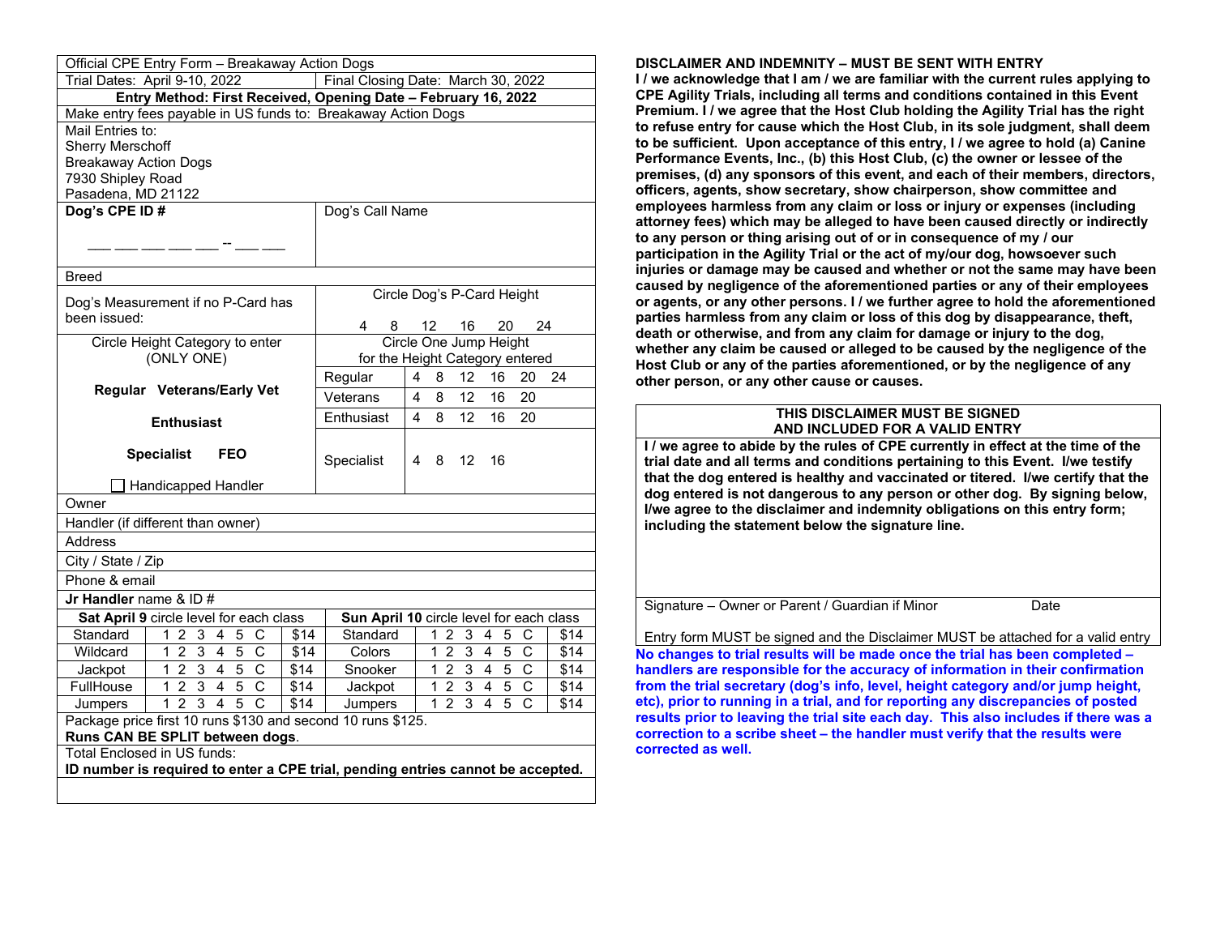Official CPE Entry Form – Breakaway Action Dogs

| Trial Dates: April 9-10, 2022 | Final Closing Date: March 30, 2022 |
|---|---|

**Entry Method: First Received, Opening Date – February 16, 2022**

Make entry fees payable in US funds to: Breakaway Action Dogs

Mail Entries to:
Sherry Merschoff
Breakaway Action Dogs
7930 Shipley Road
Pasadena, MD 21122

| | |
|---|---|
| **Dog's CPE ID #** ___ ___ ___ ___ ___ -- ___ ___ | Dog's Call Name |
| Breed | |
| Dog's Measurement if no P-Card has been issued: | Circle Dog's P-Card Height: 4 8 12 16 20 24 |

| Circle Height Category to enter (ONLY ONE) | Circle One Jump Height for the Height Category entered | |
|---|---|---|
| **Regular Veterans/Early Vet** | Regular | 4 8 12 16 20 24 |
| | Veterans | 4 8 12 16 20 |
| **Enthusiast** | Enthusiast | 4 8 12 16 20 |
| **Specialist FEO** | Specialist | 4 8 12 16 |
| ☐ Handicapped Handler | | |

Owner

Handler (if different than owner)

Address

City / State / Zip

Phone & email

**Jr Handler** name & ID #

| **Sat April 9** circle level for each class | | | **Sun April 10** circle level for each class | | |
|---|---|---|---|---|---|
| Standard | 1 2 3 4 5 C | $14 | Standard | 1 2 3 4 5 C | $14 |
| Wildcard | 1 2 3 4 5 C | $14 | Colors | 1 2 3 4 5 C | $14 |
| Jackpot | 1 2 3 4 5 C | $14 | Snooker | 1 2 3 4 5 C | $14 |
| FullHouse | 1 2 3 4 5 C | $14 | Jackpot | 1 2 3 4 5 C | $14 |
| Jumpers | 1 2 3 4 5 C | $14 | Jumpers | 1 2 3 4 5 C | $14 |

Package price first 10 runs $130 and second 10 runs $125.
**Runs CAN BE SPLIT between dogs**.

Total Enclosed in US funds:
**ID number is required to enter a CPE trial, pending entries cannot be accepted.**

**DISCLAIMER AND INDEMNITY – MUST BE SENT WITH ENTRY**

**I / we acknowledge that I am / we are familiar with the current rules applying to CPE Agility Trials, including all terms and conditions contained in this Event Premium. I / we agree that the Host Club holding the Agility Trial has the right to refuse entry for cause which the Host Club, in its sole judgment, shall deem to be sufficient. Upon acceptance of this entry, I / we agree to hold (a) Canine Performance Events, Inc., (b) this Host Club, (c) the owner or lessee of the premises, (d) any sponsors of this event, and each of their members, directors, officers, agents, show secretary, show chairperson, show committee and employees harmless from any claim or loss or injury or expenses (including attorney fees) which may be alleged to have been caused directly or indirectly to any person or thing arising out of or in consequence of my / our participation in the Agility Trial or the act of my/our dog, howsoever such injuries or damage may be caused and whether or not the same may have been caused by negligence of the aforementioned parties or any of their employees or agents, or any other persons. I / we further agree to hold the aforementioned parties harmless from any claim or loss of this dog by disappearance, theft, death or otherwise, and from any claim for damage or injury to the dog, whether any claim be caused or alleged to be caused by the negligence of the Host Club or any of the parties aforementioned, or by the negligence of any other person, or any other cause or causes.**

**THIS DISCLAIMER MUST BE SIGNED AND INCLUDED FOR A VALID ENTRY**

**I / we agree to abide by the rules of CPE currently in effect at the time of the trial date and all terms and conditions pertaining to this Event. I/we testify that the dog entered is healthy and vaccinated or titered. I/we certify that the dog entered is not dangerous to any person or other dog. By signing below, I/we agree to the disclaimer and indemnity obligations on this entry form; including the statement below the signature line.**

Signature – Owner or Parent / Guardian if Minor Date

Entry form MUST be signed and the Disclaimer MUST be attached for a valid entry

**No changes to trial results will be made once the trial has been completed – handlers are responsible for the accuracy of information in their confirmation from the trial secretary (dog's info, level, height category and/or jump height, etc), prior to running in a trial, and for reporting any discrepancies of posted results prior to leaving the trial site each day. This also includes if there was a correction to a scribe sheet – the handler must verify that the results were corrected as well.**